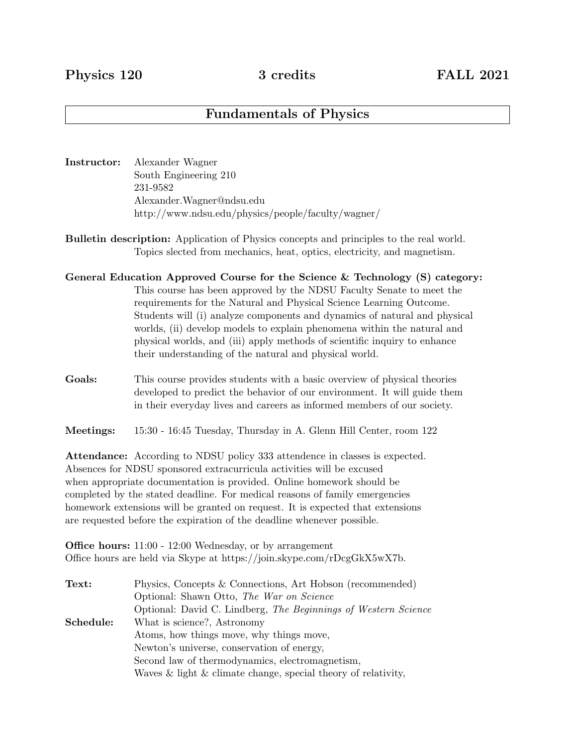**Physics 120** **3 credits** **FALL 2021**

# Fundamentals of Physics

**Instructor:** Alexander Wagner
South Engineering 210
231-9582
Alexander.Wagner@ndsu.edu
http://www.ndsu.edu/physics/people/faculty/wagner/

**Bulletin description:** Application of Physics concepts and principles to the real world. Topics slected from mechanics, heat, optics, electricity, and magnetism.

**General Education Approved Course for the Science & Technology (S) category:** This course has been approved by the NDSU Faculty Senate to meet the requirements for the Natural and Physical Science Learning Outcome. Students will (i) analyze components and dynamics of natural and physical worlds, (ii) develop models to explain phenomena within the natural and physical worlds, and (iii) apply methods of scientific inquiry to enhance their understanding of the natural and physical world.

**Goals:** This course provides students with a basic overview of physical theories developed to predict the behavior of our environment. It will guide them in their everyday lives and careers as informed members of our society.

**Meetings:** 15:30 - 16:45 Tuesday, Thursday in A. Glenn Hill Center, room 122

**Attendance:** According to NDSU policy 333 attendence in classes is expected. Absences for NDSU sponsored extracurricula activities will be excused when appropriate documentation is provided. Online homework should be completed by the stated deadline. For medical reasons of family emergencies homework extensions will be granted on request. It is expected that extensions are requested before the expiration of the deadline whenever possible.

**Office hours:** 11:00 - 12:00 Wednesday, or by arrangement
Office hours are held via Skype at https://join.skype.com/rDcgGkX5wX7b.

**Text:** Physics, Concepts & Connections, Art Hobson (recommended)
Optional: Shawn Otto, *The War on Science*
Optional: David C. Lindberg, *The Beginnings of Western Science*

**Schedule:** What is science?, Astronomy
Atoms, how things move, why things move,
Newton's universe, conservation of energy,
Second law of thermodynamics, electromagnetism,
Waves & light & climate change, special theory of relativity,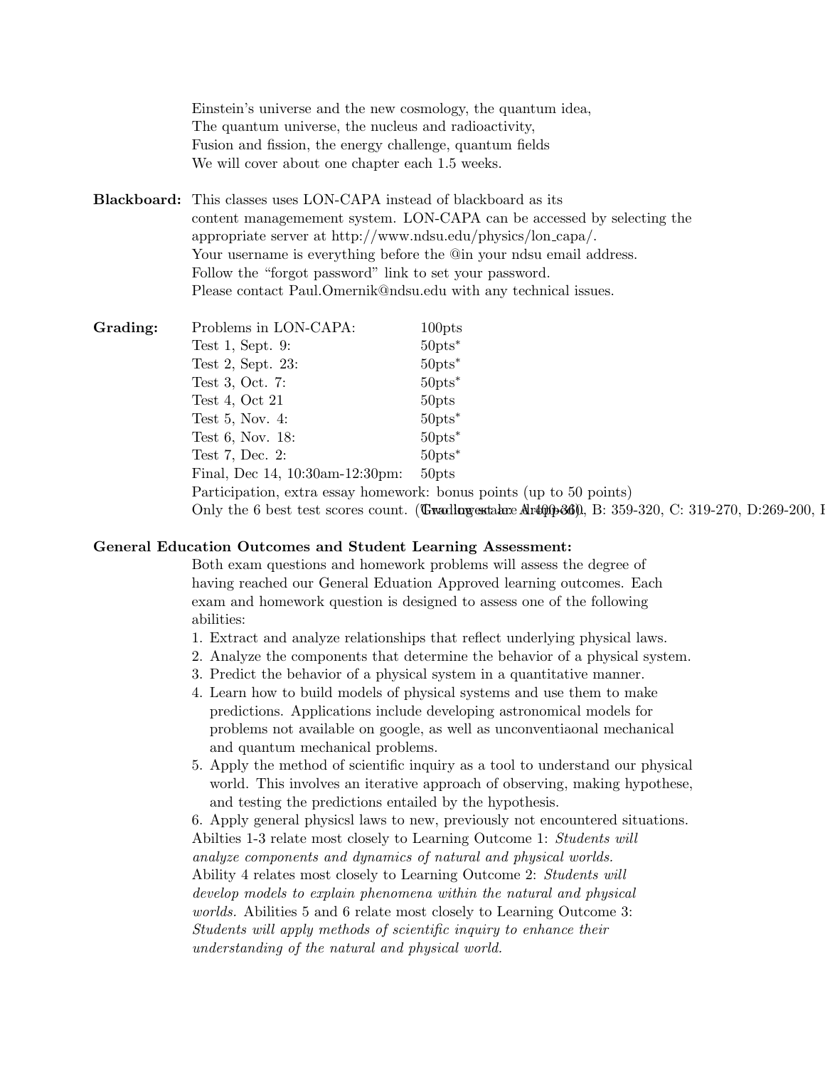Einstein's universe and the new cosmology, the quantum idea,
The quantum universe, the nucleus and radioactivity,
Fusion and fission, the energy challenge, quantum fields
We will cover about one chapter each 1.5 weeks.

**Blackboard:** This classes uses LON-CAPA instead of blackboard as its content managemement system. LON-CAPA can be accessed by selecting the appropriate server at http://www.ndsu.edu/physics/lon_capa/.
Your username is everything before the @in your ndsu email address.
Follow the "forgot password" link to set your password.
Please contact Paul.Omernik@ndsu.edu with any technical issues.

**Grading:**

| | |
|---|---|
| Problems in LON-CAPA: | 100pts |
| Test 1, Sept. 9: | 50pts* |
| Test 2, Sept. 23: | 50pts* |
| Test 3, Oct. 7: | 50pts* |
| Test 4, Oct 21 | 50pts |
| Test 5, Nov. 4: | 50pts* |
| Test 6, Nov. 18: | 50pts* |
| Test 7, Dec. 2: | 50pts* |
| Final, Dec 14, 10:30am-12:30pm: | 50pts |

Participation, extra essay homework: bonus points (up to 50 points)
Only the 6 best test scores count. (Two lowest are dropped). Grading scale: A: 400-360, B: 359-320, C: 319-270, D:269-200, F

**General Education Outcomes and Student Learning Assessment:**

Both exam questions and homework problems will assess the degree of having reached our General Eduation Approved learning outcomes. Each exam and homework question is designed to assess one of the following abilities:

1. Extract and analyze relationships that reflect underlying physical laws.
2. Analyze the components that determine the behavior of a physical system.
3. Predict the behavior of a physical system in a quantitative manner.
4. Learn how to build models of physical systems and use them to make predictions. Applications include developing astronomical models for problems not available on google, as well as unconventiaonal mechanical and quantum mechanical problems.
5. Apply the method of scientific inquiry as a tool to understand our physical world. This involves an iterative approach of observing, making hypothese, and testing the predictions entailed by the hypothesis.
6. Apply general physicsl laws to new, previously not encountered situations.

Abilties 1-3 relate most closely to Learning Outcome 1: *Students will analyze components and dynamics of natural and physical worlds.* Ability 4 relates most closely to Learning Outcome 2: *Students will develop models to explain phenomena within the natural and physical worlds.* Abilities 5 and 6 relate most closely to Learning Outcome 3: *Students will apply methods of scientific inquiry to enhance their understanding of the natural and physical world.*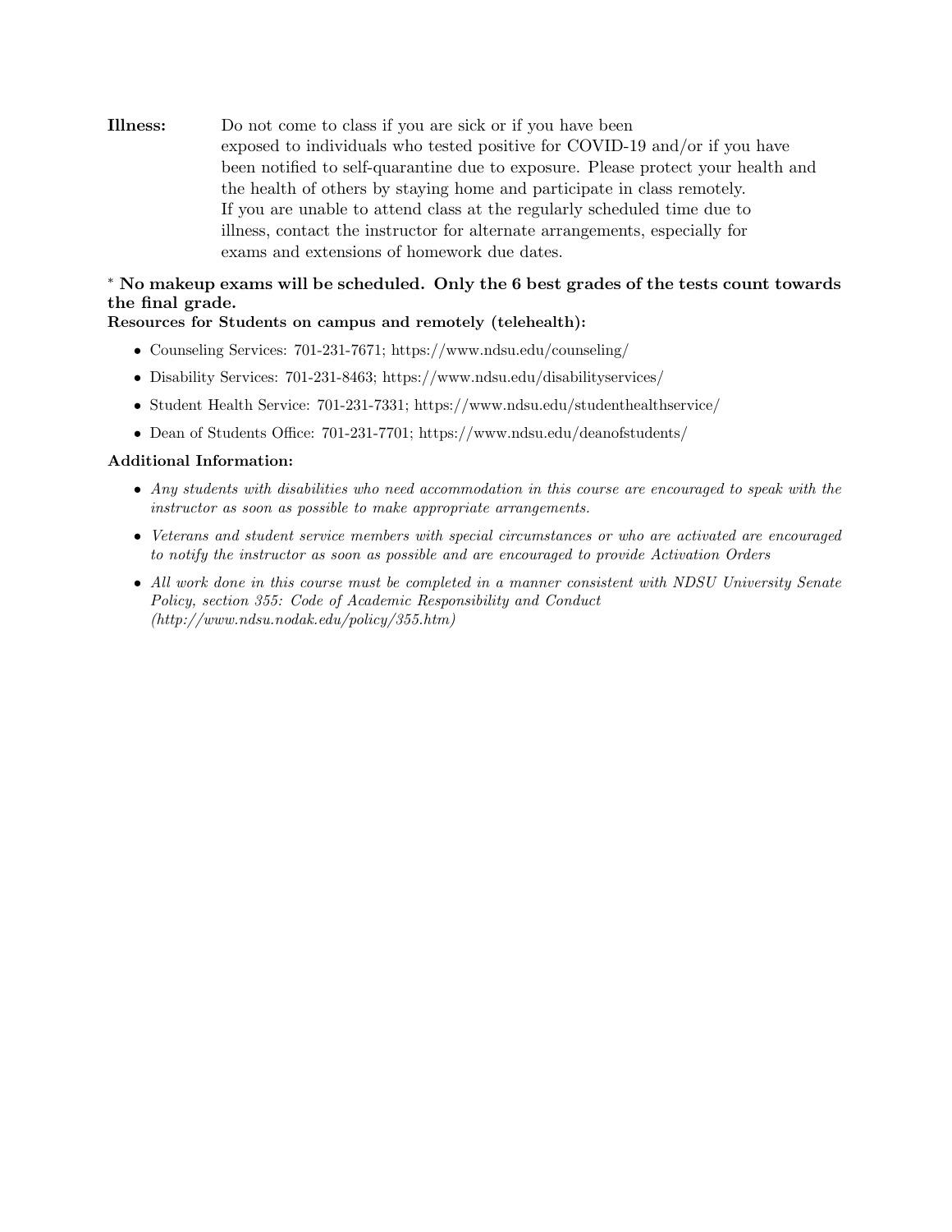**Illness:** Do not come to class if you are sick or if you have been exposed to individuals who tested positive for COVID-19 and/or if you have been notified to self-quarantine due to exposure. Please protect your health and the health of others by staying home and participate in class remotely. If you are unable to attend class at the regularly scheduled time due to illness, contact the instructor for alternate arrangements, especially for exams and extensions of homework due dates.

* **No makeup exams will be scheduled. Only the 6 best grades of the tests count towards the final grade.**

**Resources for Students on campus and remotely (telehealth):**

- Counseling Services: 701-231-7671; https://www.ndsu.edu/counseling/
- Disability Services: 701-231-8463; https://www.ndsu.edu/disabilityservices/
- Student Health Service: 701-231-7331; https://www.ndsu.edu/studenthealthservice/
- Dean of Students Office: 701-231-7701; https://www.ndsu.edu/deanofstudents/

**Additional Information:**

- *Any students with disabilities who need accommodation in this course are encouraged to speak with the instructor as soon as possible to make appropriate arrangements.*
- *Veterans and student service members with special circumstances or who are activated are encouraged to notify the instructor as soon as possible and are encouraged to provide Activation Orders*
- *All work done in this course must be completed in a manner consistent with NDSU University Senate Policy, section 355: Code of Academic Responsibility and Conduct (http://www.ndsu.nodak.edu/policy/355.htm)*